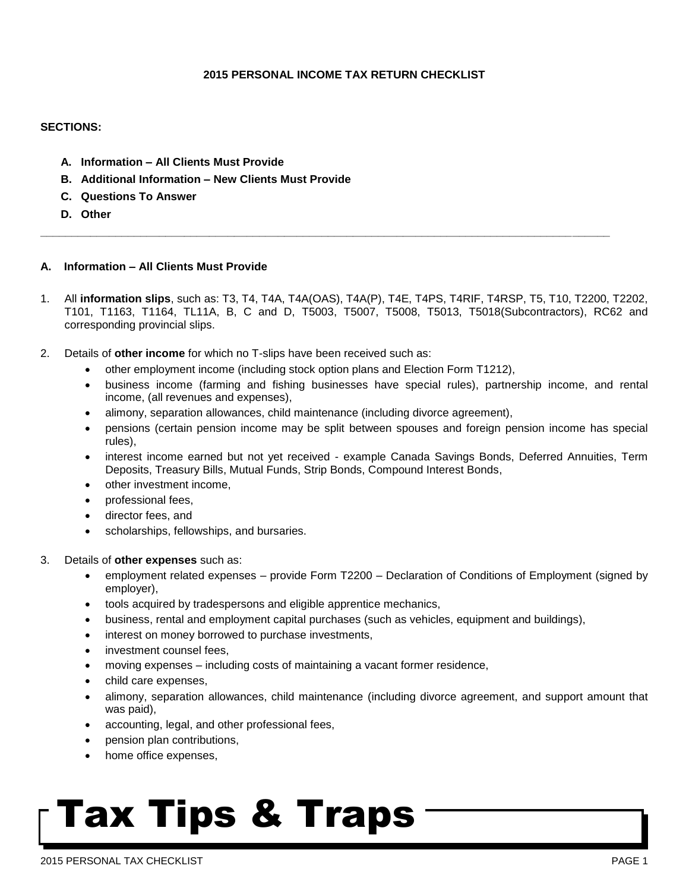# 2015 PERSONAL INCOME TAX RETURN CHECKLIST

**SECTIONS:**

- **A. Information – All Clients Must Provide**
- **B. Additional Information – New Clients Must Provide**
- **C. Questions To Answer**
- **D. Other**

---

## A. Information – All Clients Must Provide

1. All **information slips**, such as: T3, T4, T4A, T4A(OAS), T4A(P), T4E, T4PS, T4RIF, T4RSP, T5, T10, T2200, T2202, T101, T1163, T1164, TL11A, B, C and D, T5003, T5007, T5008, T5013, T5018(Subcontractors), RC62 and corresponding provincial slips.

2. Details of **other income** for which no T-slips have been received such as:
   - other employment income (including stock option plans and Election Form T1212),
   - business income (farming and fishing businesses have special rules), partnership income, and rental income, (all revenues and expenses),
   - alimony, separation allowances, child maintenance (including divorce agreement),
   - pensions (certain pension income may be split between spouses and foreign pension income has special rules),
   - interest income earned but not yet received - example Canada Savings Bonds, Deferred Annuities, Term Deposits, Treasury Bills, Mutual Funds, Strip Bonds, Compound Interest Bonds,
   - other investment income,
   - professional fees,
   - director fees, and
   - scholarships, fellowships, and bursaries.

3. Details of **other expenses** such as:
   - employment related expenses – provide Form T2200 – Declaration of Conditions of Employment (signed by employer),
   - tools acquired by tradespersons and eligible apprentice mechanics,
   - business, rental and employment capital purchases (such as vehicles, equipment and buildings),
   - interest on money borrowed to purchase investments,
   - investment counsel fees,
   - moving expenses – including costs of maintaining a vacant former residence,
   - child care expenses,
   - alimony, separation allowances, child maintenance (including divorce agreement, and support amount that was paid),
   - accounting, legal, and other professional fees,
   - pension plan contributions,
   - home office expenses,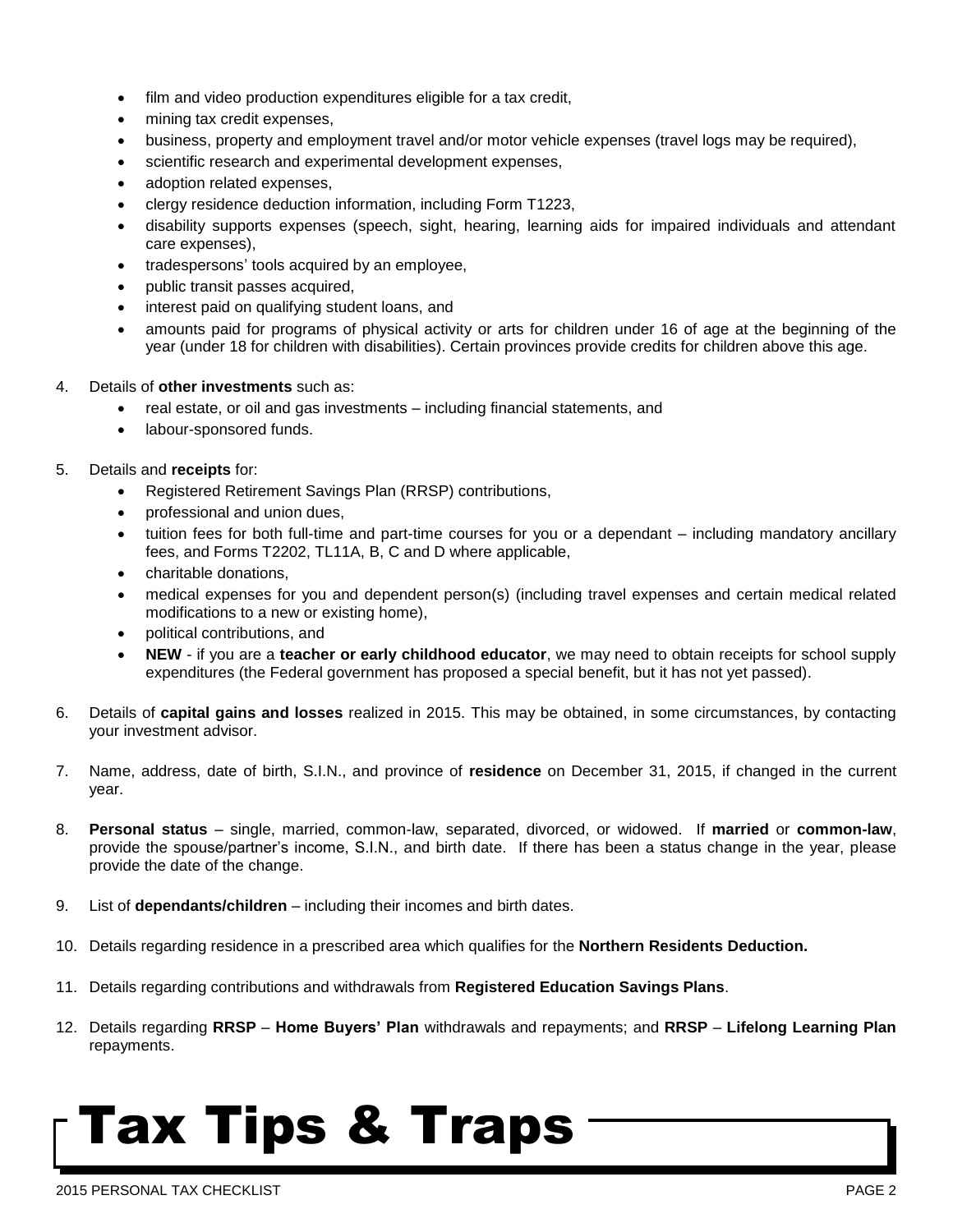- film and video production expenditures eligible for a tax credit,
- mining tax credit expenses,
- business, property and employment travel and/or motor vehicle expenses (travel logs may be required),
- scientific research and experimental development expenses,
- adoption related expenses,
- clergy residence deduction information, including Form T1223,
- disability supports expenses (speech, sight, hearing, learning aids for impaired individuals and attendant care expenses),
- tradespersons' tools acquired by an employee,
- public transit passes acquired,
- interest paid on qualifying student loans, and
- amounts paid for programs of physical activity or arts for children under 16 of age at the beginning of the year (under 18 for children with disabilities). Certain provinces provide credits for children above this age.

4. Details of **other investments** such as:
   - real estate, or oil and gas investments – including financial statements, and
   - labour-sponsored funds.

5. Details and **receipts** for:
   - Registered Retirement Savings Plan (RRSP) contributions,
   - professional and union dues,
   - tuition fees for both full-time and part-time courses for you or a dependant – including mandatory ancillary fees, and Forms T2202, TL11A, B, C and D where applicable,
   - charitable donations,
   - medical expenses for you and dependent person(s) (including travel expenses and certain medical related modifications to a new or existing home),
   - political contributions, and
   - **NEW** - if you are a **teacher or early childhood educator**, we may need to obtain receipts for school supply expenditures (the Federal government has proposed a special benefit, but it has not yet passed).

6. Details of **capital gains and losses** realized in 2015. This may be obtained, in some circumstances, by contacting your investment advisor.

7. Name, address, date of birth, S.I.N., and province of **residence** on December 31, 2015, if changed in the current year.

8. **Personal status** – single, married, common-law, separated, divorced, or widowed. If **married** or **common-law**, provide the spouse/partner's income, S.I.N., and birth date. If there has been a status change in the year, please provide the date of the change.

9. List of **dependants/children** – including their incomes and birth dates.

10. Details regarding residence in a prescribed area which qualifies for the **Northern Residents Deduction.**

11. Details regarding contributions and withdrawals from **Registered Education Savings Plans**.

12. Details regarding **RRSP** – **Home Buyers' Plan** withdrawals and repayments; and **RRSP** – **Lifelong Learning Plan** repayments.

# Tax Tips & Traps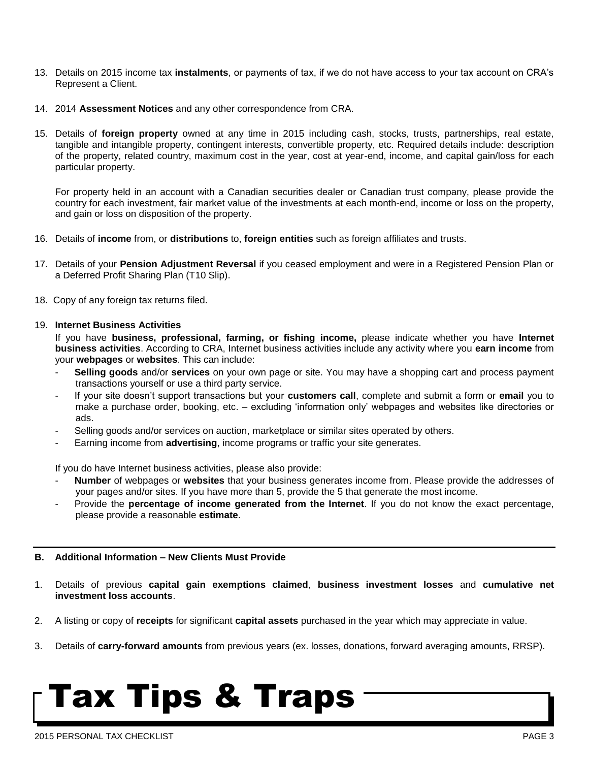13. Details on 2015 income tax **instalments**, or payments of tax, if we do not have access to your tax account on CRA's Represent a Client.

14. 2014 **Assessment Notices** and any other correspondence from CRA.

15. Details of **foreign property** owned at any time in 2015 including cash, stocks, trusts, partnerships, real estate, tangible and intangible property, contingent interests, convertible property, etc. Required details include: description of the property, related country, maximum cost in the year, cost at year-end, income, and capital gain/loss for each particular property.

    For property held in an account with a Canadian securities dealer or Canadian trust company, please provide the country for each investment, fair market value of the investments at each month-end, income or loss on the property, and gain or loss on disposition of the property.

16. Details of **income** from, or **distributions** to, **foreign entities** such as foreign affiliates and trusts.

17. Details of your **Pension Adjustment Reversal** if you ceased employment and were in a Registered Pension Plan or a Deferred Profit Sharing Plan (T10 Slip).

18. Copy of any foreign tax returns filed.

19. **Internet Business Activities**

    If you have **business, professional, farming, or fishing income,** please indicate whether you have **Internet business activities**. According to CRA, Internet business activities include any activity where you **earn income** from your **webpages** or **websites**. This can include:
    - **Selling goods** and/or **services** on your own page or site. You may have a shopping cart and process payment transactions yourself or use a third party service.
    - If your site doesn't support transactions but your **customers call**, complete and submit a form or **email** you to make a purchase order, booking, etc. – excluding 'information only' webpages and websites like directories or ads.
    - Selling goods and/or services on auction, marketplace or similar sites operated by others.
    - Earning income from **advertising**, income programs or traffic your site generates.

    If you do have Internet business activities, please also provide:
    - **Number** of webpages or **websites** that your business generates income from. Please provide the addresses of your pages and/or sites. If you have more than 5, provide the 5 that generate the most income.
    - Provide the **percentage of income generated from the Internet**. If you do not know the exact percentage, please provide a reasonable **estimate**.

---

**B. Additional Information – New Clients Must Provide**

1. Details of previous **capital gain exemptions claimed**, **business investment losses** and **cumulative net investment loss accounts**.

2. A listing or copy of **receipts** for significant **capital assets** purchased in the year which may appreciate in value.

3. Details of **carry-forward amounts** from previous years (ex. losses, donations, forward averaging amounts, RRSP).

# Tax Tips & Traps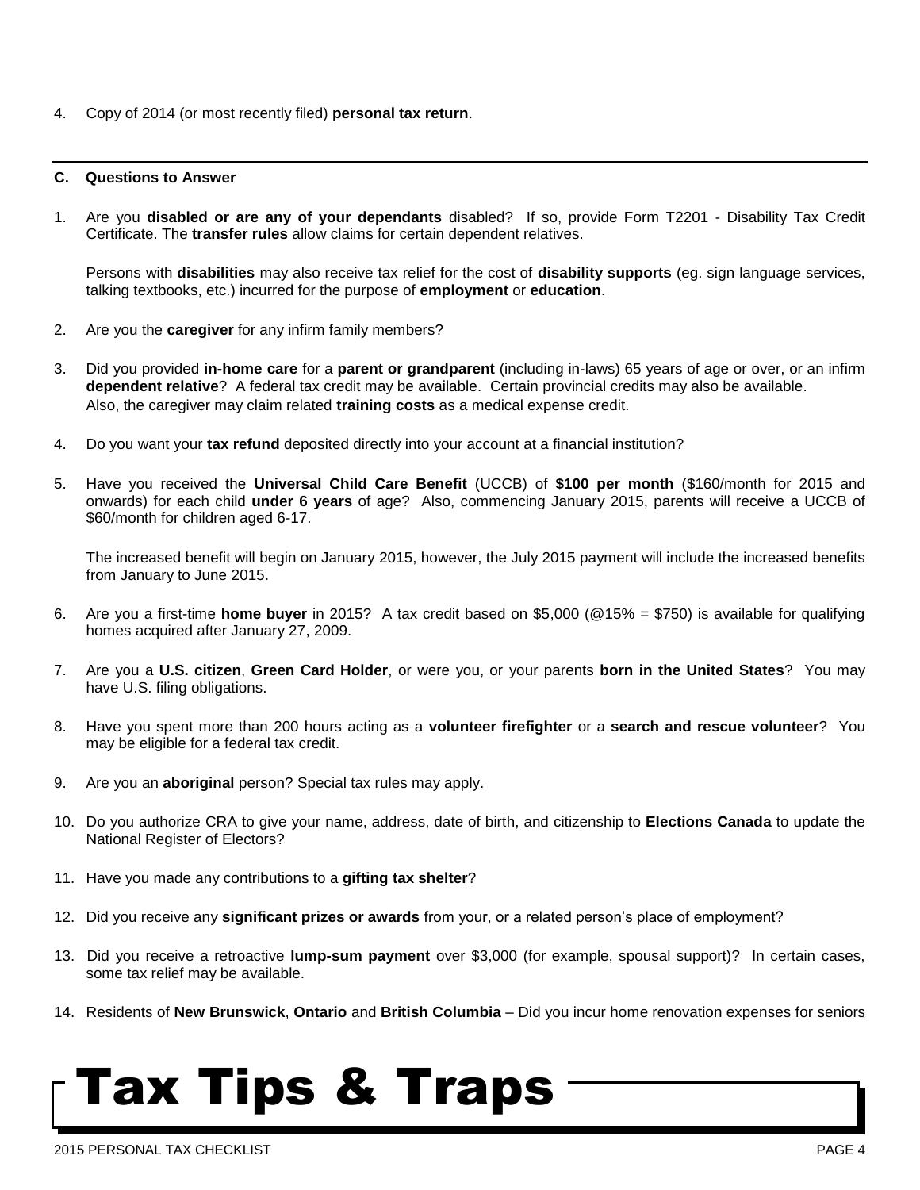4. Copy of 2014 (or most recently filed) **personal tax return**.

---

### C. Questions to Answer

1. Are you **disabled or are any of your dependants** disabled? If so, provide Form T2201 - Disability Tax Credit Certificate. The **transfer rules** allow claims for certain dependent relatives.

   Persons with **disabilities** may also receive tax relief for the cost of **disability supports** (eg. sign language services, talking textbooks, etc.) incurred for the purpose of **employment** or **education**.

2. Are you the **caregiver** for any infirm family members?

3. Did you provided **in-home care** for a **parent or grandparent** (including in-laws) 65 years of age or over, or an infirm **dependent relative**? A federal tax credit may be available. Certain provincial credits may also be available. Also, the caregiver may claim related **training costs** as a medical expense credit.

4. Do you want your **tax refund** deposited directly into your account at a financial institution?

5. Have you received the **Universal Child Care Benefit** (UCCB) of **$100 per month** ($160/month for 2015 and onwards) for each child **under 6 years** of age? Also, commencing January 2015, parents will receive a UCCB of $60/month for children aged 6-17.

   The increased benefit will begin on January 2015, however, the July 2015 payment will include the increased benefits from January to June 2015.

6. Are you a first-time **home buyer** in 2015? A tax credit based on $5,000 (@15% = $750) is available for qualifying homes acquired after January 27, 2009.

7. Are you a **U.S. citizen**, **Green Card Holder**, or were you, or your parents **born in the United States**? You may have U.S. filing obligations.

8. Have you spent more than 200 hours acting as a **volunteer firefighter** or a **search and rescue volunteer**? You may be eligible for a federal tax credit.

9. Are you an **aboriginal** person? Special tax rules may apply.

10. Do you authorize CRA to give your name, address, date of birth, and citizenship to **Elections Canada** to update the National Register of Electors?

11. Have you made any contributions to a **gifting tax shelter**?

12. Did you receive any **significant prizes or awards** from your, or a related person's place of employment?

13. Did you receive a retroactive **lump-sum payment** over $3,000 (for example, spousal support)? In certain cases, some tax relief may be available.

14. Residents of **New Brunswick**, **Ontario** and **British Columbia** – Did you incur home renovation expenses for seniors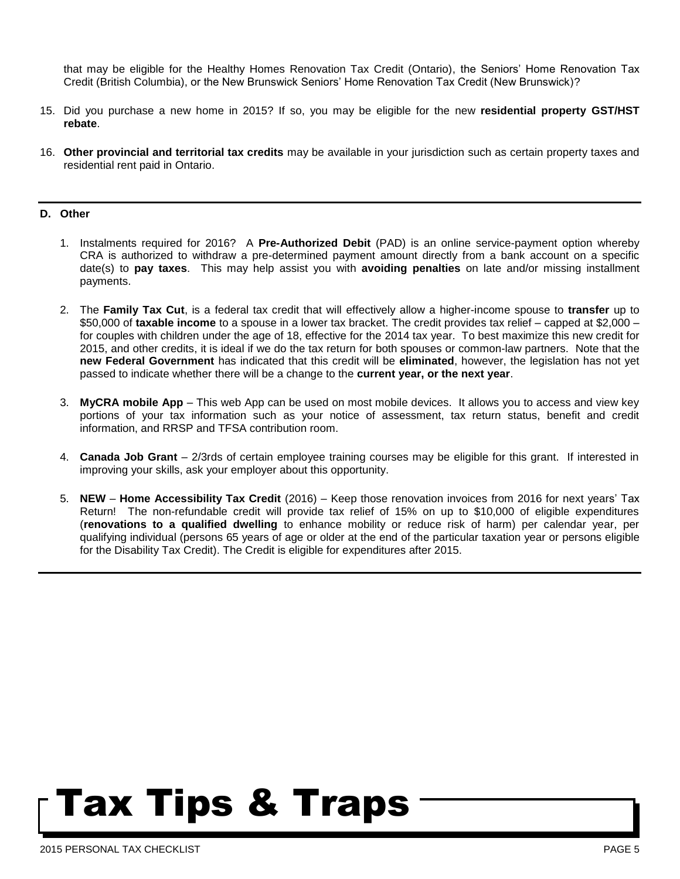that may be eligible for the Healthy Homes Renovation Tax Credit (Ontario), the Seniors' Home Renovation Tax Credit (British Columbia), or the New Brunswick Seniors' Home Renovation Tax Credit (New Brunswick)?

15. Did you purchase a new home in 2015? If so, you may be eligible for the new **residential property GST/HST rebate**.

16. **Other provincial and territorial tax credits** may be available in your jurisdiction such as certain property taxes and residential rent paid in Ontario.

---

**D. Other**

1. Instalments required for 2016? A **Pre-Authorized Debit** (PAD) is an online service-payment option whereby CRA is authorized to withdraw a pre-determined payment amount directly from a bank account on a specific date(s) to **pay taxes**. This may help assist you with **avoiding penalties** on late and/or missing installment payments.

2. The **Family Tax Cut**, is a federal tax credit that will effectively allow a higher-income spouse to **transfer** up to $50,000 of **taxable income** to a spouse in a lower tax bracket. The credit provides tax relief – capped at $2,000 – for couples with children under the age of 18, effective for the 2014 tax year. To best maximize this new credit for 2015, and other credits, it is ideal if we do the tax return for both spouses or common-law partners. Note that the **new Federal Government** has indicated that this credit will be **eliminated**, however, the legislation has not yet passed to indicate whether there will be a change to the **current year, or the next year**.

3. **MyCRA mobile App** – This web App can be used on most mobile devices. It allows you to access and view key portions of your tax information such as your notice of assessment, tax return status, benefit and credit information, and RRSP and TFSA contribution room.

4. **Canada Job Grant** – 2/3rds of certain employee training courses may be eligible for this grant. If interested in improving your skills, ask your employer about this opportunity.

5. **NEW** – **Home Accessibility Tax Credit** (2016) – Keep those renovation invoices from 2016 for next years' Tax Return! The non-refundable credit will provide tax relief of 15% on up to $10,000 of eligible expenditures (**renovations to a qualified dwelling** to enhance mobility or reduce risk of harm) per calendar year, per qualifying individual (persons 65 years of age or older at the end of the particular taxation year or persons eligible for the Disability Tax Credit). The Credit is eligible for expenditures after 2015.

---

# Tax Tips & Traps